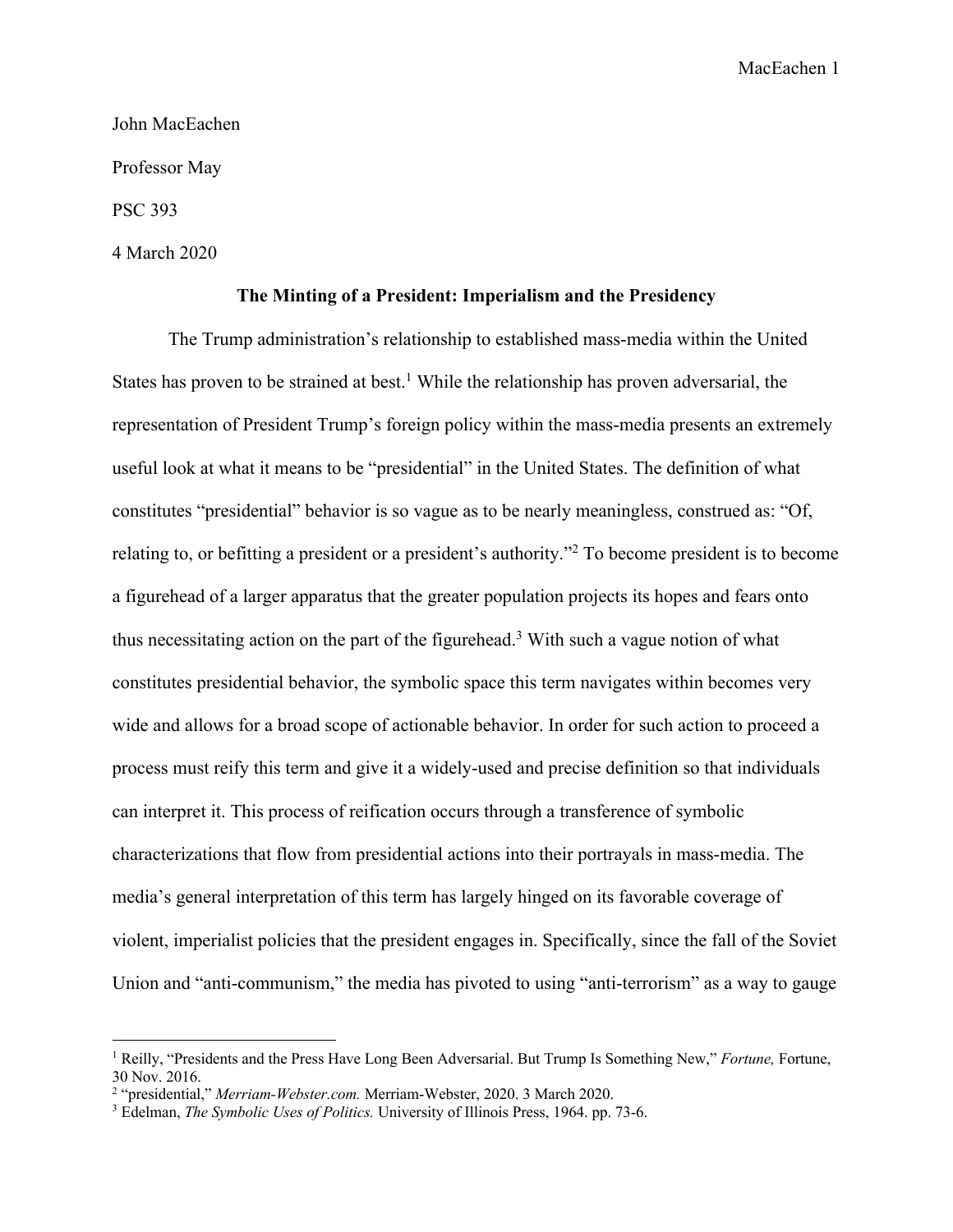John MacEachen

Professor May

PSC 393

4 March 2020

**The Minting of a President: Imperialism and the Presidency**

The Trump administration's relationship to established mass-media within the United States has proven to be strained at best.[1] While the relationship has proven adversarial, the representation of President Trump's foreign policy within the mass-media presents an extremely useful look at what it means to be "presidential" in the United States. The definition of what constitutes "presidential" behavior is so vague as to be nearly meaningless, construed as: "Of, relating to, or befitting a president or a president's authority."[2] To become president is to become a figurehead of a larger apparatus that the greater population projects its hopes and fears onto thus necessitating action on the part of the figurehead.[3] With such a vague notion of what constitutes presidential behavior, the symbolic space this term navigates within becomes very wide and allows for a broad scope of actionable behavior. In order for such action to proceed a process must reify this term and give it a widely-used and precise definition so that individuals can interpret it. This process of reification occurs through a transference of symbolic characterizations that flow from presidential actions into their portrayals in mass-media. The media's general interpretation of this term has largely hinged on its favorable coverage of violent, imperialist policies that the president engages in. Specifically, since the fall of the Soviet Union and "anti-communism," the media has pivoted to using "anti-terrorism" as a way to gauge

---

[1] Reilly, "Presidents and the Press Have Long Been Adversarial. But Trump Is Something New," *Fortune,* Fortune, 30 Nov. 2016.

[2] "presidential," *Merriam-Webster.com.* Merriam-Webster, 2020. 3 March 2020.

[3] Edelman, *The Symbolic Uses of Politics.* University of Illinois Press, 1964. pp. 73-6.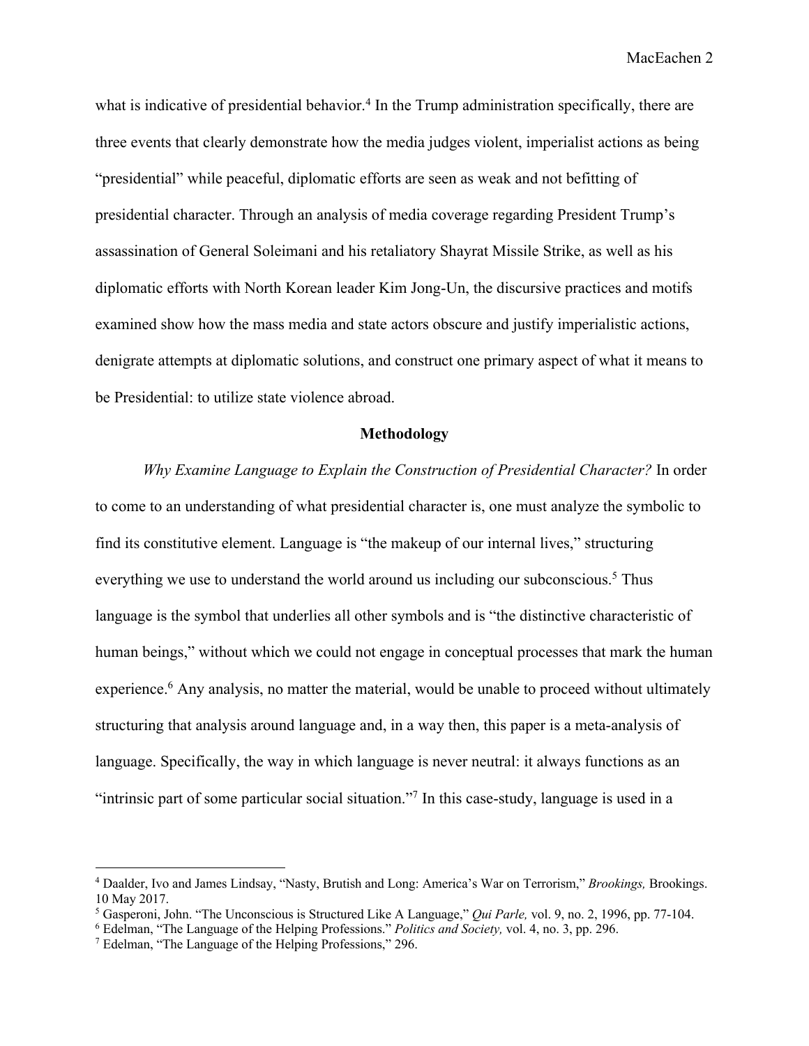what is indicative of presidential behavior.[4] In the Trump administration specifically, there are three events that clearly demonstrate how the media judges violent, imperialist actions as being "presidential" while peaceful, diplomatic efforts are seen as weak and not befitting of presidential character. Through an analysis of media coverage regarding President Trump's assassination of General Soleimani and his retaliatory Shayrat Missile Strike, as well as his diplomatic efforts with North Korean leader Kim Jong-Un, the discursive practices and motifs examined show how the mass media and state actors obscure and justify imperialistic actions, denigrate attempts at diplomatic solutions, and construct one primary aspect of what it means to be Presidential: to utilize state violence abroad.

## Methodology

*Why Examine Language to Explain the Construction of Presidential Character?* In order to come to an understanding of what presidential character is, one must analyze the symbolic to find its constitutive element. Language is "the makeup of our internal lives," structuring everything we use to understand the world around us including our subconscious.[5] Thus language is the symbol that underlies all other symbols and is "the distinctive characteristic of human beings," without which we could not engage in conceptual processes that mark the human experience.[6] Any analysis, no matter the material, would be unable to proceed without ultimately structuring that analysis around language and, in a way then, this paper is a meta-analysis of language. Specifically, the way in which language is never neutral: it always functions as an "intrinsic part of some particular social situation."[7] In this case-study, language is used in a

---

[4] Daalder, Ivo and James Lindsay, "Nasty, Brutish and Long: America's War on Terrorism," *Brookings,* Brookings. 10 May 2017.

[5] Gasperoni, John. "The Unconscious is Structured Like A Language," *Qui Parle,* vol. 9, no. 2, 1996, pp. 77-104.

[6] Edelman, "The Language of the Helping Professions." *Politics and Society,* vol. 4, no. 3, pp. 296.

[7] Edelman, "The Language of the Helping Professions," 296.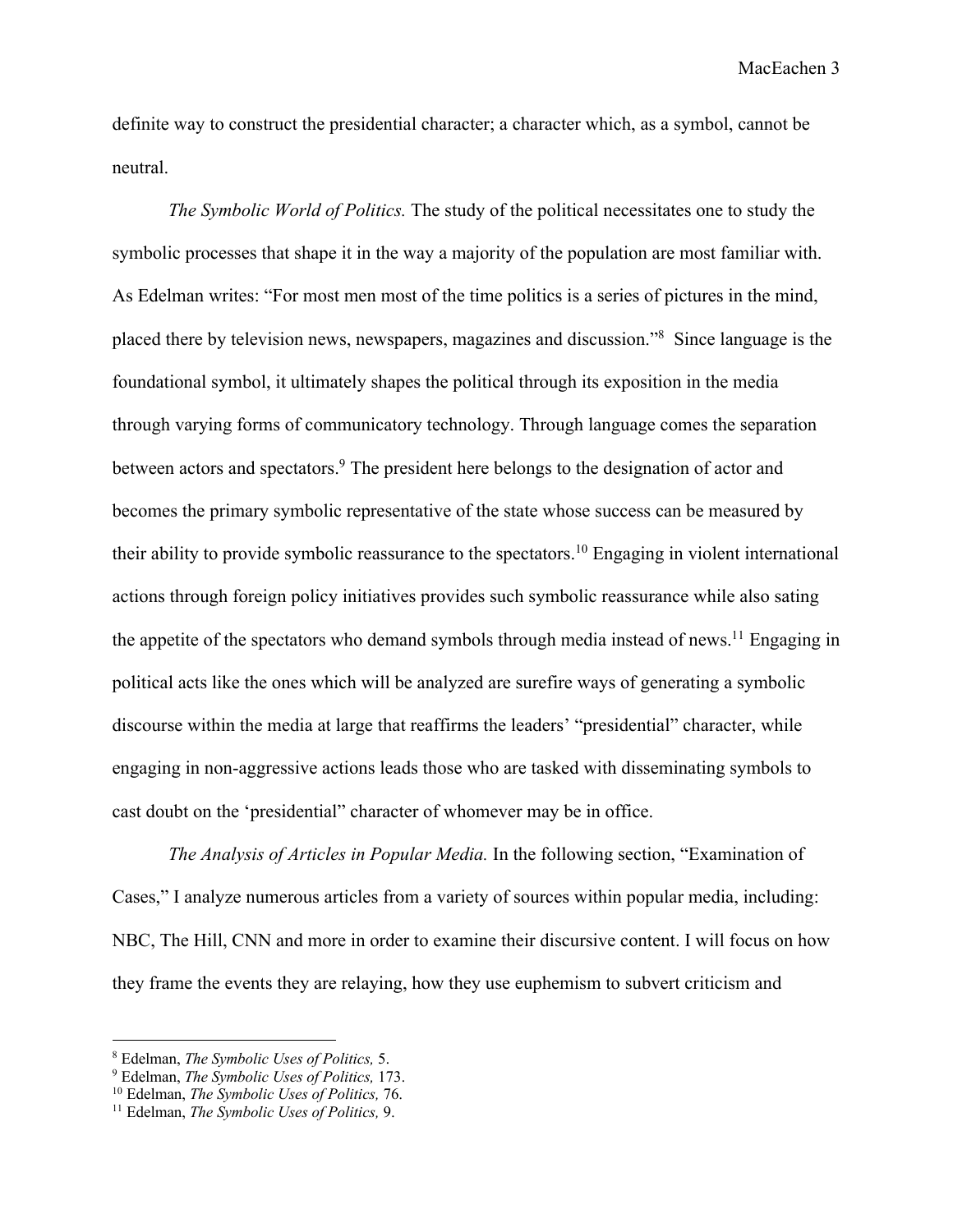definite way to construct the presidential character; a character which, as a symbol, cannot be neutral.

*The Symbolic World of Politics.* The study of the political necessitates one to study the symbolic processes that shape it in the way a majority of the population are most familiar with. As Edelman writes: “For most men most of the time politics is a series of pictures in the mind, placed there by television news, newspapers, magazines and discussion.”[8] Since language is the foundational symbol, it ultimately shapes the political through its exposition in the media through varying forms of communicatory technology. Through language comes the separation between actors and spectators.[9] The president here belongs to the designation of actor and becomes the primary symbolic representative of the state whose success can be measured by their ability to provide symbolic reassurance to the spectators.[10] Engaging in violent international actions through foreign policy initiatives provides such symbolic reassurance while also sating the appetite of the spectators who demand symbols through media instead of news.[11] Engaging in political acts like the ones which will be analyzed are surefire ways of generating a symbolic discourse within the media at large that reaffirms the leaders’ “presidential” character, while engaging in non-aggressive actions leads those who are tasked with disseminating symbols to cast doubt on the ‘presidential” character of whomever may be in office.

*The Analysis of Articles in Popular Media.* In the following section, “Examination of Cases,” I analyze numerous articles from a variety of sources within popular media, including: NBC, The Hill, CNN and more in order to examine their discursive content. I will focus on how they frame the events they are relaying, how they use euphemism to subvert criticism and

---

[8] Edelman, *The Symbolic Uses of Politics,* 5.
[9] Edelman, *The Symbolic Uses of Politics,* 173.
[10] Edelman, *The Symbolic Uses of Politics,* 76.
[11] Edelman, *The Symbolic Uses of Politics,* 9.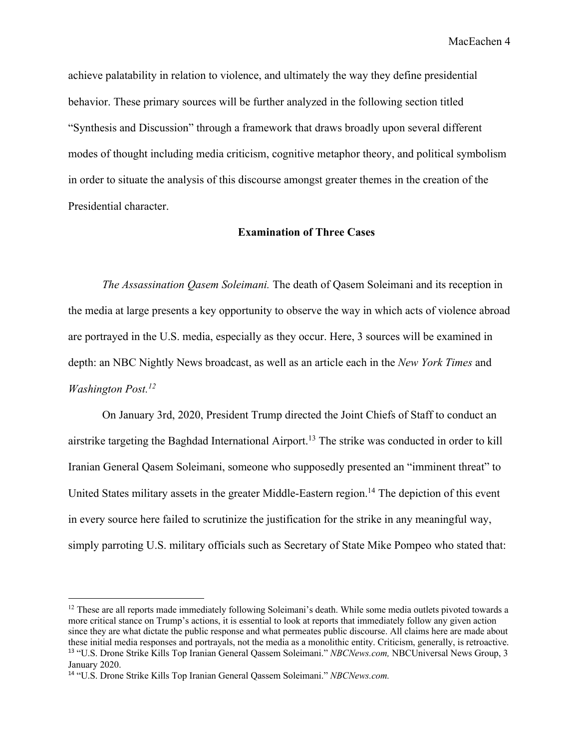achieve palatability in relation to violence, and ultimately the way they define presidential behavior. These primary sources will be further analyzed in the following section titled "Synthesis and Discussion" through a framework that draws broadly upon several different modes of thought including media criticism, cognitive metaphor theory, and political symbolism in order to situate the analysis of this discourse amongst greater themes in the creation of the Presidential character.

## Examination of Three Cases

*The Assassination Qasem Soleimani.* The death of Qasem Soleimani and its reception in the media at large presents a key opportunity to observe the way in which acts of violence abroad are portrayed in the U.S. media, especially as they occur. Here, 3 sources will be examined in depth: an NBC Nightly News broadcast, as well as an article each in the *New York Times* and *Washington Post.*[12]

On January 3rd, 2020, President Trump directed the Joint Chiefs of Staff to conduct an airstrike targeting the Baghdad International Airport.[13] The strike was conducted in order to kill Iranian General Qasem Soleimani, someone who supposedly presented an "imminent threat" to United States military assets in the greater Middle-Eastern region.[14] The depiction of this event in every source here failed to scrutinize the justification for the strike in any meaningful way, simply parroting U.S. military officials such as Secretary of State Mike Pompeo who stated that:

---

[12] These are all reports made immediately following Soleimani's death. While some media outlets pivoted towards a more critical stance on Trump's actions, it is essential to look at reports that immediately follow any given action since they are what dictate the public response and what permeates public discourse. All claims here are made about these initial media responses and portrayals, not the media as a monolithic entity. Criticism, generally, is retroactive.

[13] "U.S. Drone Strike Kills Top Iranian General Qassem Soleimani." *NBCNews.com,* NBCUniversal News Group, 3 January 2020.

[14] "U.S. Drone Strike Kills Top Iranian General Qassem Soleimani." *NBCNews.com.*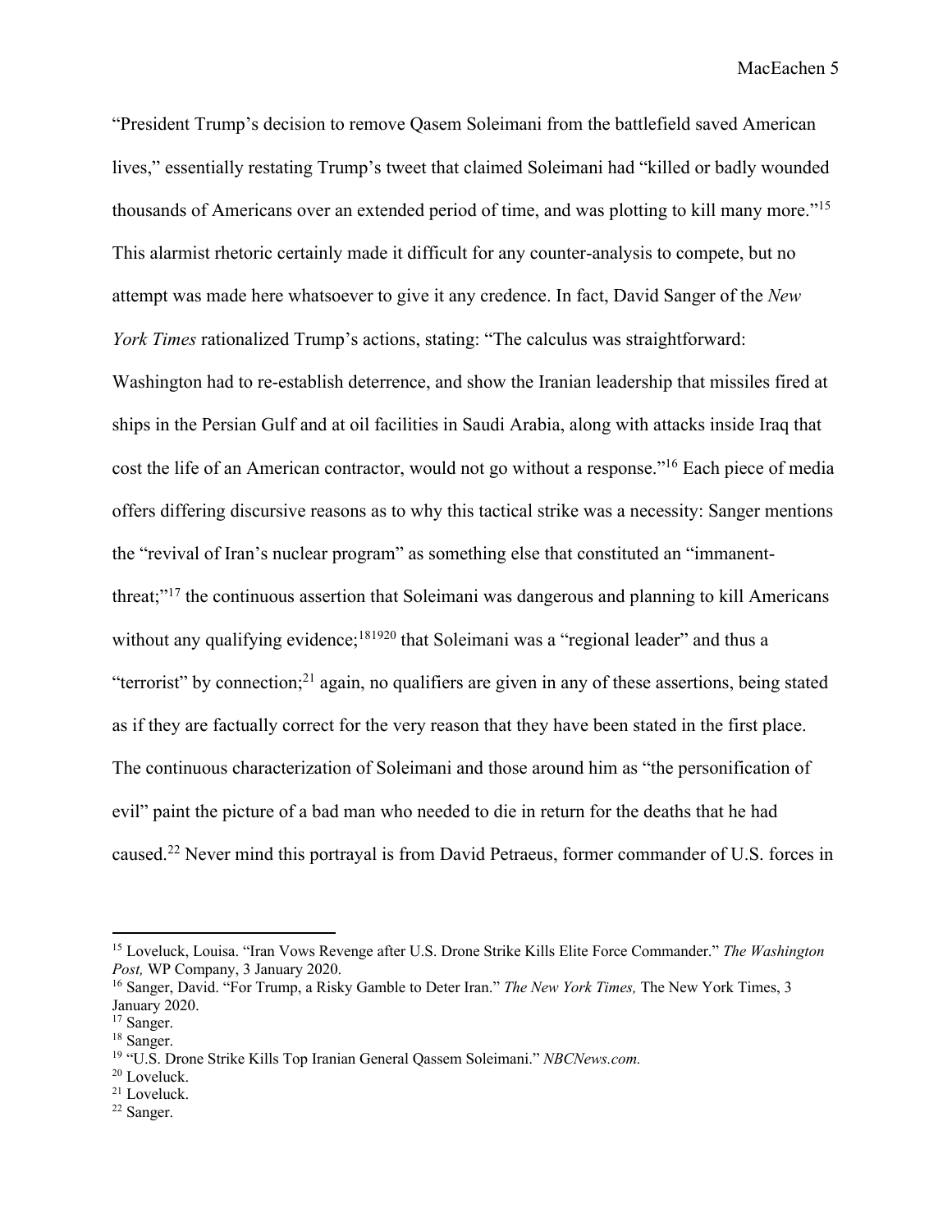"President Trump's decision to remove Qasem Soleimani from the battlefield saved American lives," essentially restating Trump's tweet that claimed Soleimani had "killed or badly wounded thousands of Americans over an extended period of time, and was plotting to kill many more."[15] This alarmist rhetoric certainly made it difficult for any counter-analysis to compete, but no attempt was made here whatsoever to give it any credence. In fact, David Sanger of the *New York Times* rationalized Trump's actions, stating: "The calculus was straightforward: Washington had to re-establish deterrence, and show the Iranian leadership that missiles fired at ships in the Persian Gulf and at oil facilities in Saudi Arabia, along with attacks inside Iraq that cost the life of an American contractor, would not go without a response."[16] Each piece of media offers differing discursive reasons as to why this tactical strike was a necessity: Sanger mentions the "revival of Iran's nuclear program" as something else that constituted an "immanent-threat;"[17] the continuous assertion that Soleimani was dangerous and planning to kill Americans without any qualifying evidence;[18][19][20] that Soleimani was a "regional leader" and thus a "terrorist" by connection;[21] again, no qualifiers are given in any of these assertions, being stated as if they are factually correct for the very reason that they have been stated in the first place. The continuous characterization of Soleimani and those around him as "the personification of evil" paint the picture of a bad man who needed to die in return for the deaths that he had caused.[22] Never mind this portrayal is from David Petraeus, former commander of U.S. forces in

---

[15] Loveluck, Louisa. "Iran Vows Revenge after U.S. Drone Strike Kills Elite Force Commander." *The Washington Post,* WP Company, 3 January 2020.

[16] Sanger, David. "For Trump, a Risky Gamble to Deter Iran." *The New York Times,* The New York Times, 3 January 2020.

[17] Sanger.

[18] Sanger.

[19] "U.S. Drone Strike Kills Top Iranian General Qassem Soleimani." *NBCNews.com.*

[20] Loveluck.

[21] Loveluck.

[22] Sanger.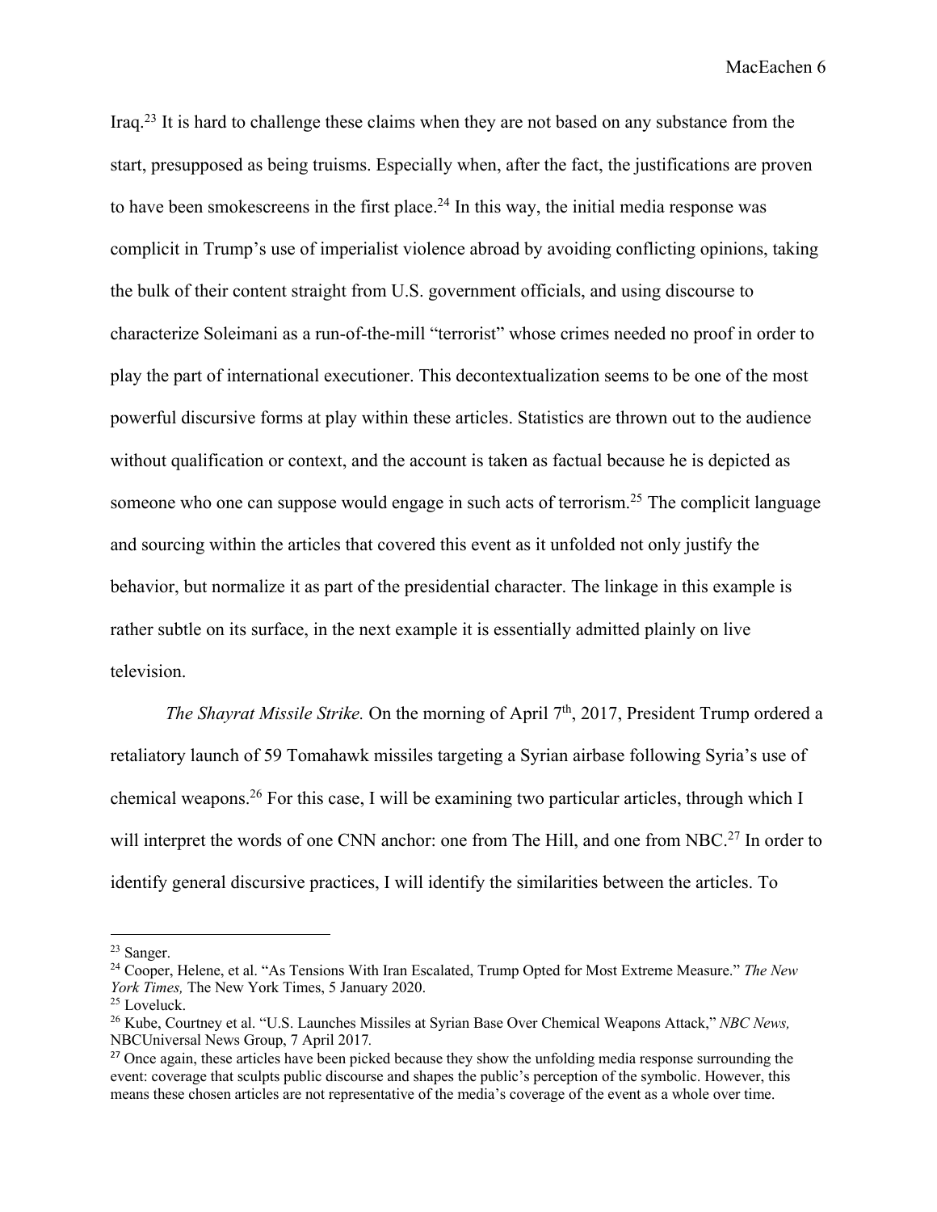Iraq.[23] It is hard to challenge these claims when they are not based on any substance from the start, presupposed as being truisms. Especially when, after the fact, the justifications are proven to have been smokescreens in the first place.[24] In this way, the initial media response was complicit in Trump's use of imperialist violence abroad by avoiding conflicting opinions, taking the bulk of their content straight from U.S. government officials, and using discourse to characterize Soleimani as a run-of-the-mill "terrorist" whose crimes needed no proof in order to play the part of international executioner. This decontextualization seems to be one of the most powerful discursive forms at play within these articles. Statistics are thrown out to the audience without qualification or context, and the account is taken as factual because he is depicted as someone who one can suppose would engage in such acts of terrorism.[25] The complicit language and sourcing within the articles that covered this event as it unfolded not only justify the behavior, but normalize it as part of the presidential character. The linkage in this example is rather subtle on its surface, in the next example it is essentially admitted plainly on live television.

*The Shayrat Missile Strike.* On the morning of April 7th, 2017, President Trump ordered a retaliatory launch of 59 Tomahawk missiles targeting a Syrian airbase following Syria's use of chemical weapons.[26] For this case, I will be examining two particular articles, through which I will interpret the words of one CNN anchor: one from The Hill, and one from NBC.[27] In order to identify general discursive practices, I will identify the similarities between the articles. To

---

[23] Sanger.

[24] Cooper, Helene, et al. "As Tensions With Iran Escalated, Trump Opted for Most Extreme Measure." *The New York Times,* The New York Times, 5 January 2020.

[25] Loveluck.

[26] Kube, Courtney et al. "U.S. Launches Missiles at Syrian Base Over Chemical Weapons Attack," *NBC News,* NBCUniversal News Group, 7 April 2017.

[27] Once again, these articles have been picked because they show the unfolding media response surrounding the event: coverage that sculpts public discourse and shapes the public's perception of the symbolic. However, this means these chosen articles are not representative of the media's coverage of the event as a whole over time.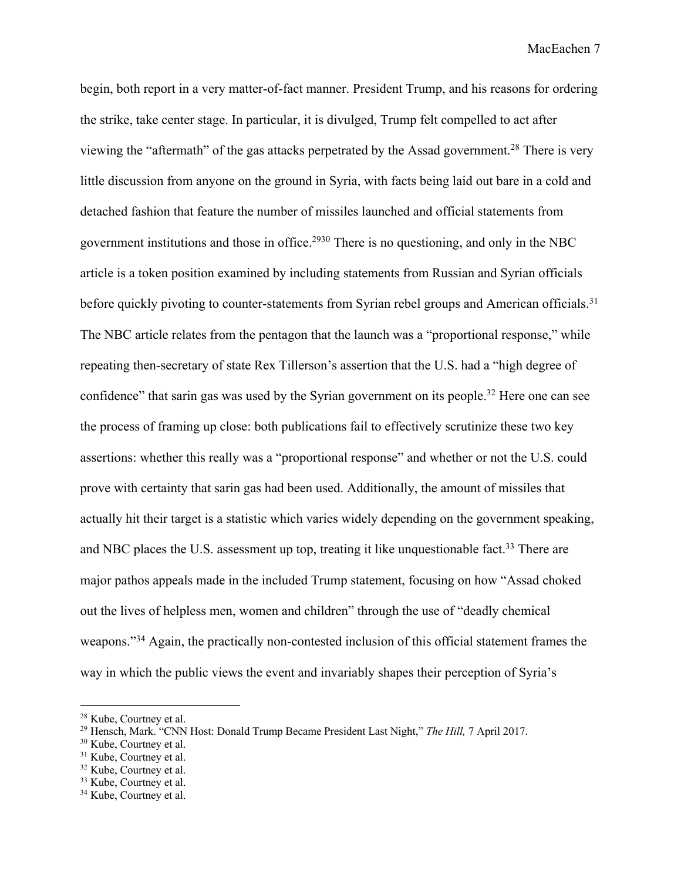begin, both report in a very matter-of-fact manner. President Trump, and his reasons for ordering the strike, take center stage. In particular, it is divulged, Trump felt compelled to act after viewing the "aftermath" of the gas attacks perpetrated by the Assad government.[28] There is very little discussion from anyone on the ground in Syria, with facts being laid out bare in a cold and detached fashion that feature the number of missiles launched and official statements from government institutions and those in office.[29][30] There is no questioning, and only in the NBC article is a token position examined by including statements from Russian and Syrian officials before quickly pivoting to counter-statements from Syrian rebel groups and American officials.[31] The NBC article relates from the pentagon that the launch was a "proportional response," while repeating then-secretary of state Rex Tillerson's assertion that the U.S. had a "high degree of confidence" that sarin gas was used by the Syrian government on its people.[32] Here one can see the process of framing up close: both publications fail to effectively scrutinize these two key assertions: whether this really was a "proportional response" and whether or not the U.S. could prove with certainty that sarin gas had been used. Additionally, the amount of missiles that actually hit their target is a statistic which varies widely depending on the government speaking, and NBC places the U.S. assessment up top, treating it like unquestionable fact.[33] There are major pathos appeals made in the included Trump statement, focusing on how "Assad choked out the lives of helpless men, women and children" through the use of "deadly chemical weapons."[34] Again, the practically non-contested inclusion of this official statement frames the way in which the public views the event and invariably shapes their perception of Syria's

---

[28] Kube, Courtney et al.
[29] Hensch, Mark. "CNN Host: Donald Trump Became President Last Night," *The Hill,* 7 April 2017.
[30] Kube, Courtney et al.
[31] Kube, Courtney et al.
[32] Kube, Courtney et al.
[33] Kube, Courtney et al.
[34] Kube, Courtney et al.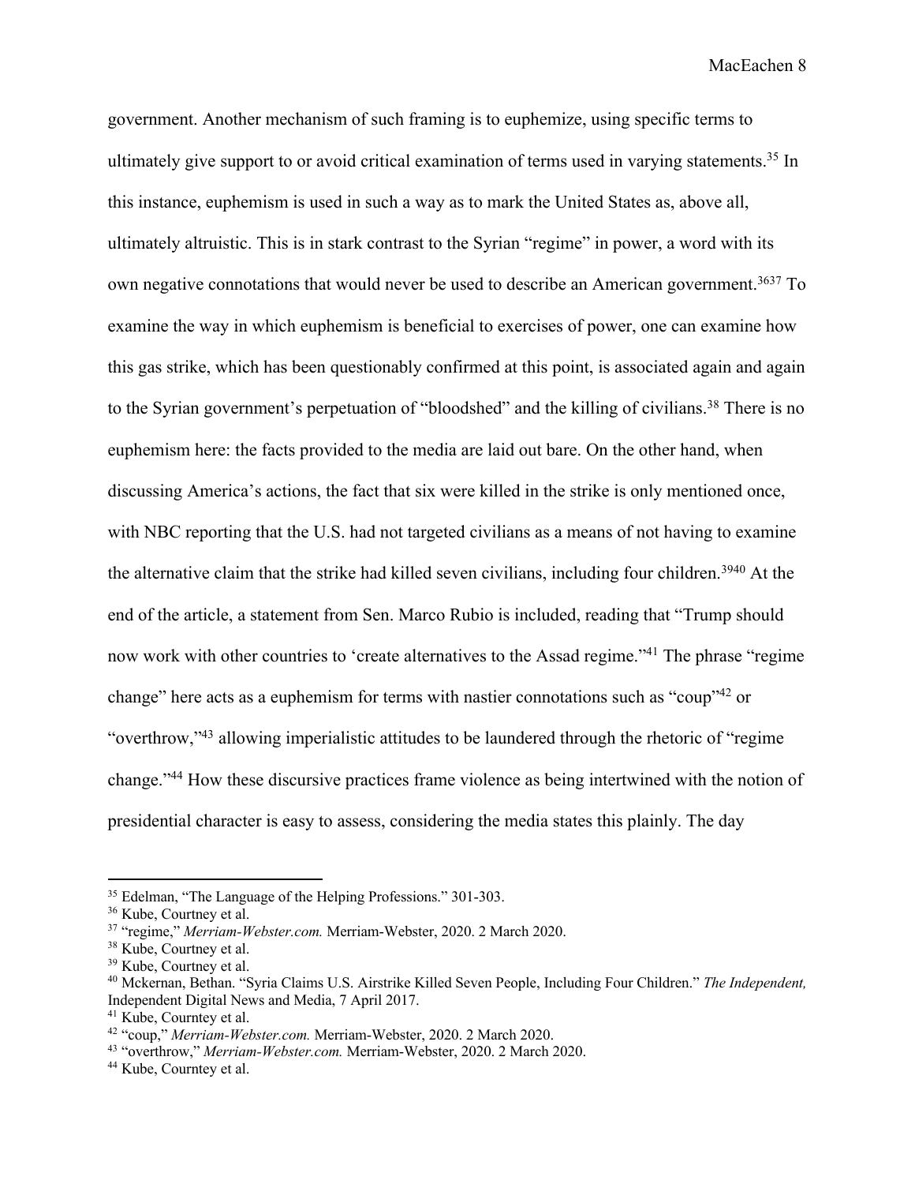government. Another mechanism of such framing is to euphemize, using specific terms to ultimately give support to or avoid critical examination of terms used in varying statements.[35] In this instance, euphemism is used in such a way as to mark the United States as, above all, ultimately altruistic. This is in stark contrast to the Syrian "regime" in power, a word with its own negative connotations that would never be used to describe an American government.[36][37] To examine the way in which euphemism is beneficial to exercises of power, one can examine how this gas strike, which has been questionably confirmed at this point, is associated again and again to the Syrian government's perpetuation of "bloodshed" and the killing of civilians.[38] There is no euphemism here: the facts provided to the media are laid out bare. On the other hand, when discussing America's actions, the fact that six were killed in the strike is only mentioned once, with NBC reporting that the U.S. had not targeted civilians as a means of not having to examine the alternative claim that the strike had killed seven civilians, including four children.[39][40] At the end of the article, a statement from Sen. Marco Rubio is included, reading that "Trump should now work with other countries to 'create alternatives to the Assad regime."[41] The phrase "regime change" here acts as a euphemism for terms with nastier connotations such as "coup"[42] or "overthrow,"[43] allowing imperialistic attitudes to be laundered through the rhetoric of "regime change."[44] How these discursive practices frame violence as being intertwined with the notion of presidential character is easy to assess, considering the media states this plainly. The day

---

[35] Edelman, "The Language of the Helping Professions." 301-303.
[36] Kube, Courtney et al.
[37] "regime," *Merriam-Webster.com.* Merriam-Webster, 2020. 2 March 2020.
[38] Kube, Courtney et al.
[39] Kube, Courtney et al.
[40] Mckernan, Bethan. "Syria Claims U.S. Airstrike Killed Seven People, Including Four Children." *The Independent,* Independent Digital News and Media, 7 April 2017.
[41] Kube, Courntey et al.
[42] "coup," *Merriam-Webster.com.* Merriam-Webster, 2020. 2 March 2020.
[43] "overthrow," *Merriam-Webster.com.* Merriam-Webster, 2020. 2 March 2020.
[44] Kube, Courntey et al.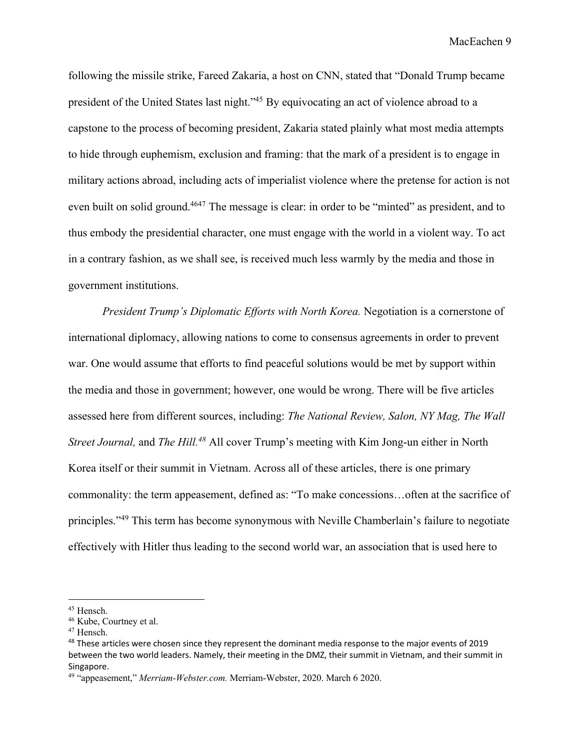following the missile strike, Fareed Zakaria, a host on CNN, stated that "Donald Trump became president of the United States last night."[45] By equivocating an act of violence abroad to a capstone to the process of becoming president, Zakaria stated plainly what most media attempts to hide through euphemism, exclusion and framing: that the mark of a president is to engage in military actions abroad, including acts of imperialist violence where the pretense for action is not even built on solid ground.[46][47] The message is clear: in order to be "minted" as president, and to thus embody the presidential character, one must engage with the world in a violent way. To act in a contrary fashion, as we shall see, is received much less warmly by the media and those in government institutions.

*President Trump's Diplomatic Efforts with North Korea.* Negotiation is a cornerstone of international diplomacy, allowing nations to come to consensus agreements in order to prevent war. One would assume that efforts to find peaceful solutions would be met by support within the media and those in government; however, one would be wrong. There will be five articles assessed here from different sources, including: *The National Review, Salon, NY Mag, The Wall Street Journal,* and *The Hill.*[48] All cover Trump's meeting with Kim Jong-un either in North Korea itself or their summit in Vietnam. Across all of these articles, there is one primary commonality: the term appeasement, defined as: "To make concessions…often at the sacrifice of principles."[49] This term has become synonymous with Neville Chamberlain's failure to negotiate effectively with Hitler thus leading to the second world war, an association that is used here to

---

[45] Hensch.

[46] Kube, Courtney et al.

[47] Hensch.

[48] These articles were chosen since they represent the dominant media response to the major events of 2019 between the two world leaders. Namely, their meeting in the DMZ, their summit in Vietnam, and their summit in Singapore.

[49] "appeasement," *Merriam-Webster.com.* Merriam-Webster, 2020. March 6 2020.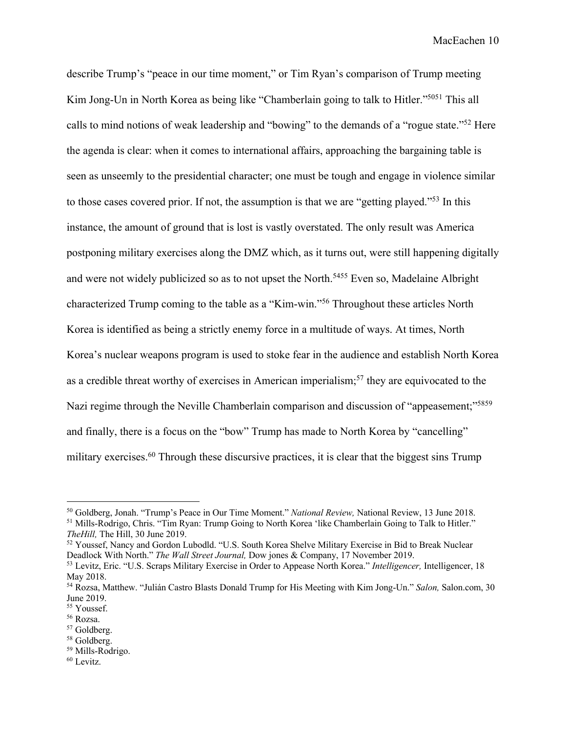describe Trump's "peace in our time moment," or Tim Ryan's comparison of Trump meeting Kim Jong-Un in North Korea as being like "Chamberlain going to talk to Hitler."[50][51] This all calls to mind notions of weak leadership and "bowing" to the demands of a "rogue state."[52] Here the agenda is clear: when it comes to international affairs, approaching the bargaining table is seen as unseemly to the presidential character; one must be tough and engage in violence similar to those cases covered prior. If not, the assumption is that we are "getting played."[53] In this instance, the amount of ground that is lost is vastly overstated. The only result was America postponing military exercises along the DMZ which, as it turns out, were still happening digitally and were not widely publicized so as to not upset the North.[54][55] Even so, Madelaine Albright characterized Trump coming to the table as a "Kim-win."[56] Throughout these articles North Korea is identified as being a strictly enemy force in a multitude of ways. At times, North Korea's nuclear weapons program is used to stoke fear in the audience and establish North Korea as a credible threat worthy of exercises in American imperialism;[57] they are equivocated to the Nazi regime through the Neville Chamberlain comparison and discussion of "appeasement;"[58][59] and finally, there is a focus on the "bow" Trump has made to North Korea by "cancelling" military exercises.[60] Through these discursive practices, it is clear that the biggest sins Trump

---

[50] Goldberg, Jonah. "Trump's Peace in Our Time Moment." *National Review,* National Review, 13 June 2018.

[51] Mills-Rodrigo, Chris. "Tim Ryan: Trump Going to North Korea 'like Chamberlain Going to Talk to Hitler." *TheHill,* The Hill, 30 June 2019.

[52] Youssef, Nancy and Gordon Lubodld. "U.S. South Korea Shelve Military Exercise in Bid to Break Nuclear Deadlock With North." *The Wall Street Journal,* Dow jones & Company, 17 November 2019.

[53] Levitz, Eric. "U.S. Scraps Military Exercise in Order to Appease North Korea." *Intelligencer,* Intelligencer, 18 May 2018.

[54] Rozsa, Matthew. "Julián Castro Blasts Donald Trump for His Meeting with Kim Jong-Un." *Salon,* Salon.com, 30 June 2019.

[55] Youssef.

[56] Rozsa.

[57] Goldberg.

[58] Goldberg.

[59] Mills-Rodrigo.

[60] Levitz.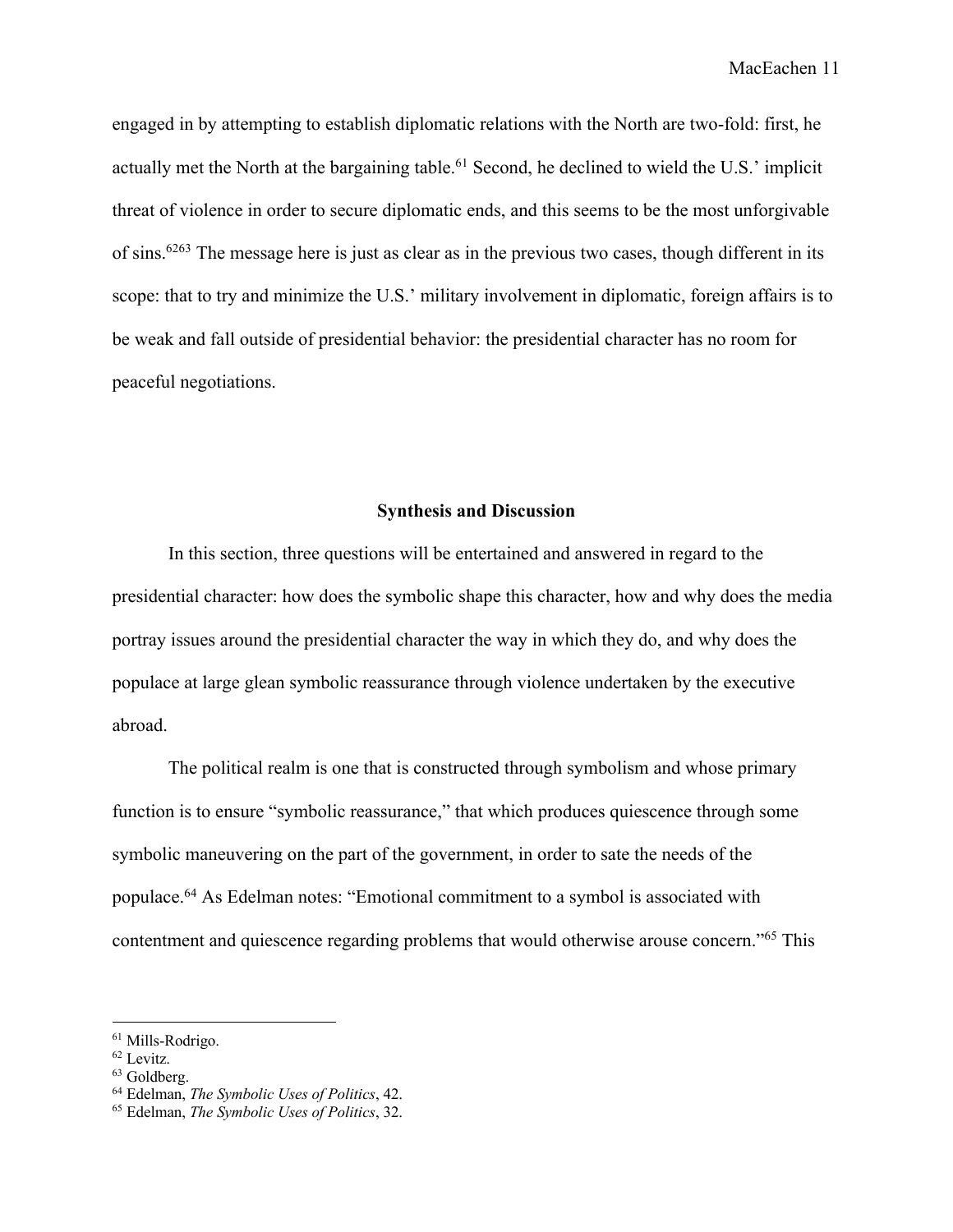engaged in by attempting to establish diplomatic relations with the North are two-fold: first, he actually met the North at the bargaining table.[61] Second, he declined to wield the U.S.' implicit threat of violence in order to secure diplomatic ends, and this seems to be the most unforgivable of sins.[62][63] The message here is just as clear as in the previous two cases, though different in its scope: that to try and minimize the U.S.' military involvement in diplomatic, foreign affairs is to be weak and fall outside of presidential behavior: the presidential character has no room for peaceful negotiations.

## Synthesis and Discussion

In this section, three questions will be entertained and answered in regard to the presidential character: how does the symbolic shape this character, how and why does the media portray issues around the presidential character the way in which they do, and why does the populace at large glean symbolic reassurance through violence undertaken by the executive abroad.

The political realm is one that is constructed through symbolism and whose primary function is to ensure "symbolic reassurance," that which produces quiescence through some symbolic maneuvering on the part of the government, in order to sate the needs of the populace.[64] As Edelman notes: "Emotional commitment to a symbol is associated with contentment and quiescence regarding problems that would otherwise arouse concern."[65] This

[61] Mills-Rodrigo.
[62] Levitz.
[63] Goldberg.
[64] Edelman, *The Symbolic Uses of Politics*, 42.
[65] Edelman, *The Symbolic Uses of Politics*, 32.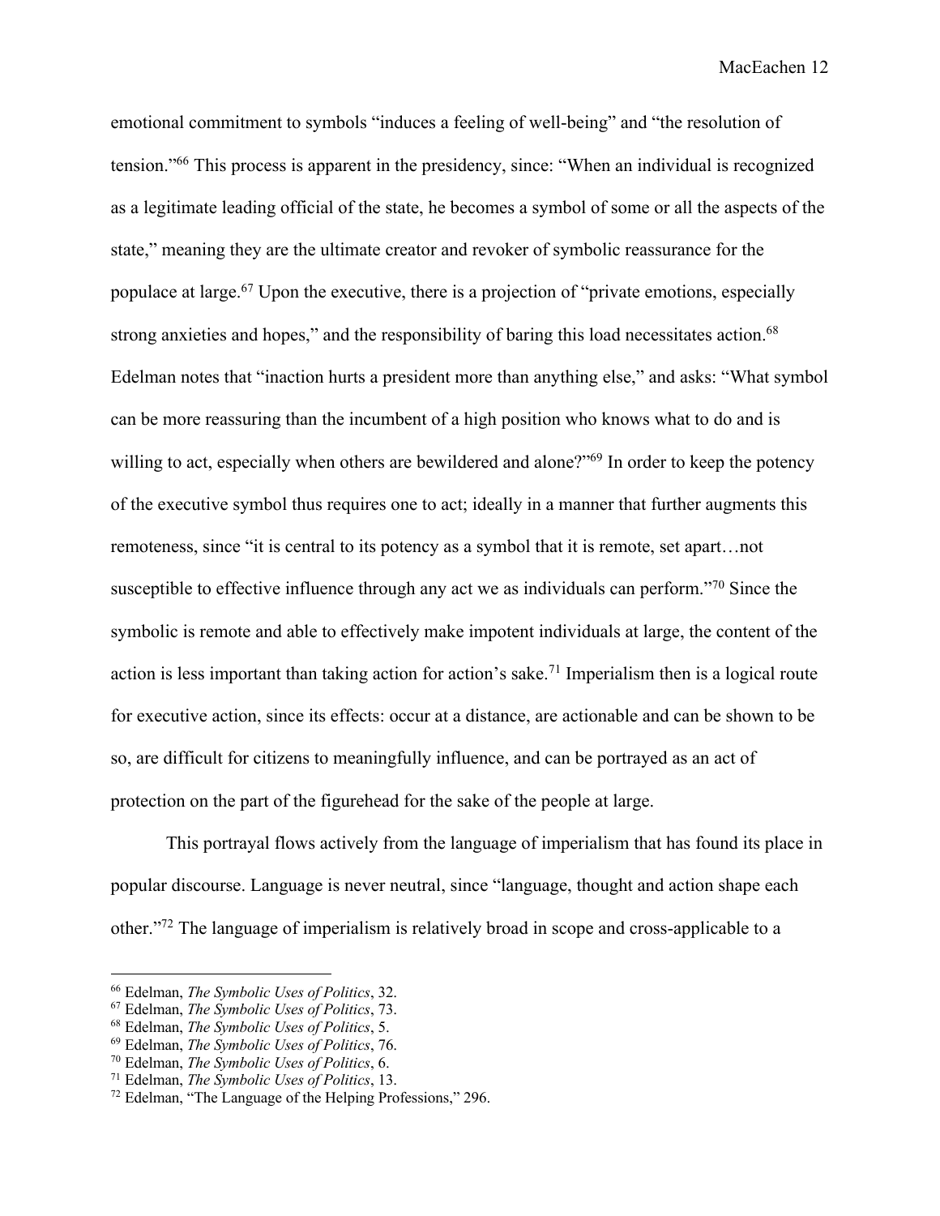emotional commitment to symbols "induces a feeling of well-being" and "the resolution of tension."[66] This process is apparent in the presidency, since: "When an individual is recognized as a legitimate leading official of the state, he becomes a symbol of some or all the aspects of the state," meaning they are the ultimate creator and revoker of symbolic reassurance for the populace at large.[67] Upon the executive, there is a projection of "private emotions, especially strong anxieties and hopes," and the responsibility of baring this load necessitates action.[68] Edelman notes that "inaction hurts a president more than anything else," and asks: "What symbol can be more reassuring than the incumbent of a high position who knows what to do and is willing to act, especially when others are bewildered and alone?"[69] In order to keep the potency of the executive symbol thus requires one to act; ideally in a manner that further augments this remoteness, since "it is central to its potency as a symbol that it is remote, set apart…not susceptible to effective influence through any act we as individuals can perform."[70] Since the symbolic is remote and able to effectively make impotent individuals at large, the content of the action is less important than taking action for action's sake.[71] Imperialism then is a logical route for executive action, since its effects: occur at a distance, are actionable and can be shown to be so, are difficult for citizens to meaningfully influence, and can be portrayed as an act of protection on the part of the figurehead for the sake of the people at large.

This portrayal flows actively from the language of imperialism that has found its place in popular discourse. Language is never neutral, since "language, thought and action shape each other."[72] The language of imperialism is relatively broad in scope and cross-applicable to a

---

[66] Edelman, *The Symbolic Uses of Politics*, 32.
[67] Edelman, *The Symbolic Uses of Politics*, 73.
[68] Edelman, *The Symbolic Uses of Politics*, 5.
[69] Edelman, *The Symbolic Uses of Politics*, 76.
[70] Edelman, *The Symbolic Uses of Politics*, 6.
[71] Edelman, *The Symbolic Uses of Politics*, 13.
[72] Edelman, "The Language of the Helping Professions," 296.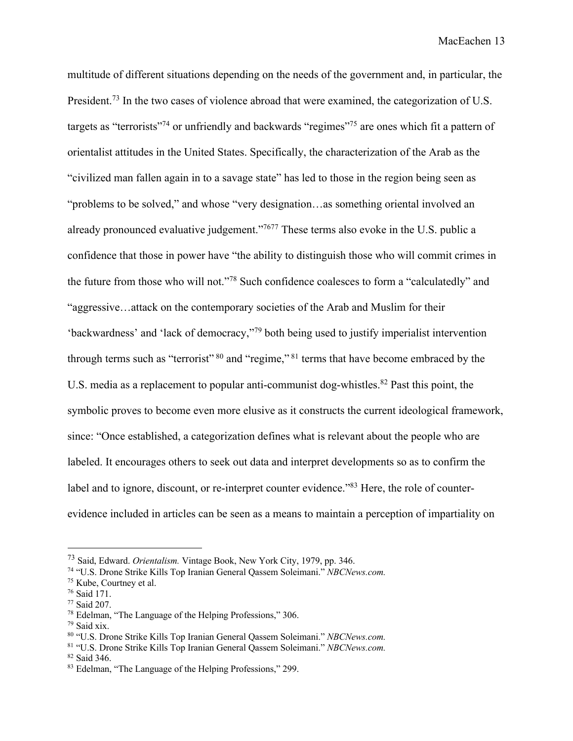multitude of different situations depending on the needs of the government and, in particular, the President.[73] In the two cases of violence abroad that were examined, the categorization of U.S. targets as "terrorists"[74] or unfriendly and backwards "regimes"[75] are ones which fit a pattern of orientalist attitudes in the United States. Specifically, the characterization of the Arab as the "civilized man fallen again in to a savage state" has led to those in the region being seen as "problems to be solved," and whose "very designation…as something oriental involved an already pronounced evaluative judgement."[76][77] These terms also evoke in the U.S. public a confidence that those in power have "the ability to distinguish those who will commit crimes in the future from those who will not."[78] Such confidence coalesces to form a "calculatedly" and "aggressive…attack on the contemporary societies of the Arab and Muslim for their 'backwardness' and 'lack of democracy,"[79] both being used to justify imperialist intervention through terms such as "terrorist" [80] and "regime," [81] terms that have become embraced by the U.S. media as a replacement to popular anti-communist dog-whistles.[82] Past this point, the symbolic proves to become even more elusive as it constructs the current ideological framework, since: "Once established, a categorization defines what is relevant about the people who are labeled. It encourages others to seek out data and interpret developments so as to confirm the label and to ignore, discount, or re-interpret counter evidence."[83] Here, the role of counter-evidence included in articles can be seen as a means to maintain a perception of impartiality on

---

[73] Said, Edward. *Orientalism.* Vintage Book, New York City, 1979, pp. 346.
[74] "U.S. Drone Strike Kills Top Iranian General Qassem Soleimani." *NBCNews.com.*
[75] Kube, Courtney et al.
[76] Said 171.
[77] Said 207.
[78] Edelman, "The Language of the Helping Professions," 306.
[79] Said xix.
[80] "U.S. Drone Strike Kills Top Iranian General Qassem Soleimani." *NBCNews.com.*
[81] "U.S. Drone Strike Kills Top Iranian General Qassem Soleimani." *NBCNews.com.*
[82] Said 346.
[83] Edelman, "The Language of the Helping Professions," 299.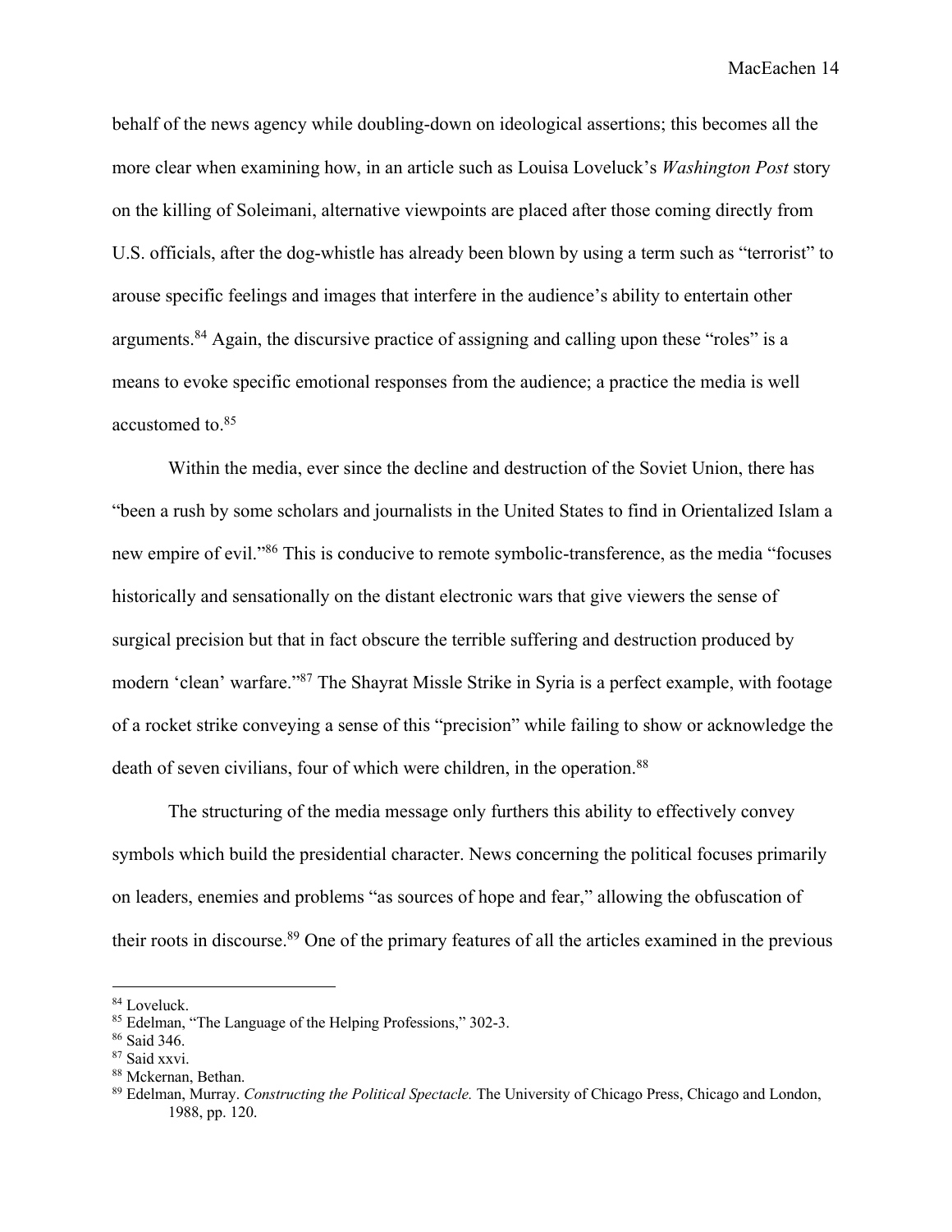behalf of the news agency while doubling-down on ideological assertions; this becomes all the more clear when examining how, in an article such as Louisa Loveluck's *Washington Post* story on the killing of Soleimani, alternative viewpoints are placed after those coming directly from U.S. officials, after the dog-whistle has already been blown by using a term such as "terrorist" to arouse specific feelings and images that interfere in the audience's ability to entertain other arguments.[84] Again, the discursive practice of assigning and calling upon these "roles" is a means to evoke specific emotional responses from the audience; a practice the media is well accustomed to.[85]

Within the media, ever since the decline and destruction of the Soviet Union, there has "been a rush by some scholars and journalists in the United States to find in Orientalized Islam a new empire of evil."[86] This is conducive to remote symbolic-transference, as the media "focuses historically and sensationally on the distant electronic wars that give viewers the sense of surgical precision but that in fact obscure the terrible suffering and destruction produced by modern 'clean' warfare."[87] The Shayrat Missle Strike in Syria is a perfect example, with footage of a rocket strike conveying a sense of this "precision" while failing to show or acknowledge the death of seven civilians, four of which were children, in the operation.[88]

The structuring of the media message only furthers this ability to effectively convey symbols which build the presidential character. News concerning the political focuses primarily on leaders, enemies and problems "as sources of hope and fear," allowing the obfuscation of their roots in discourse.[89] One of the primary features of all the articles examined in the previous

---

[84] Loveluck.

[85] Edelman, "The Language of the Helping Professions," 302-3.

[86] Said 346.

[87] Said xxvi.

[88] Mckernan, Bethan.

[89] Edelman, Murray. *Constructing the Political Spectacle.* The University of Chicago Press, Chicago and London, 1988, pp. 120.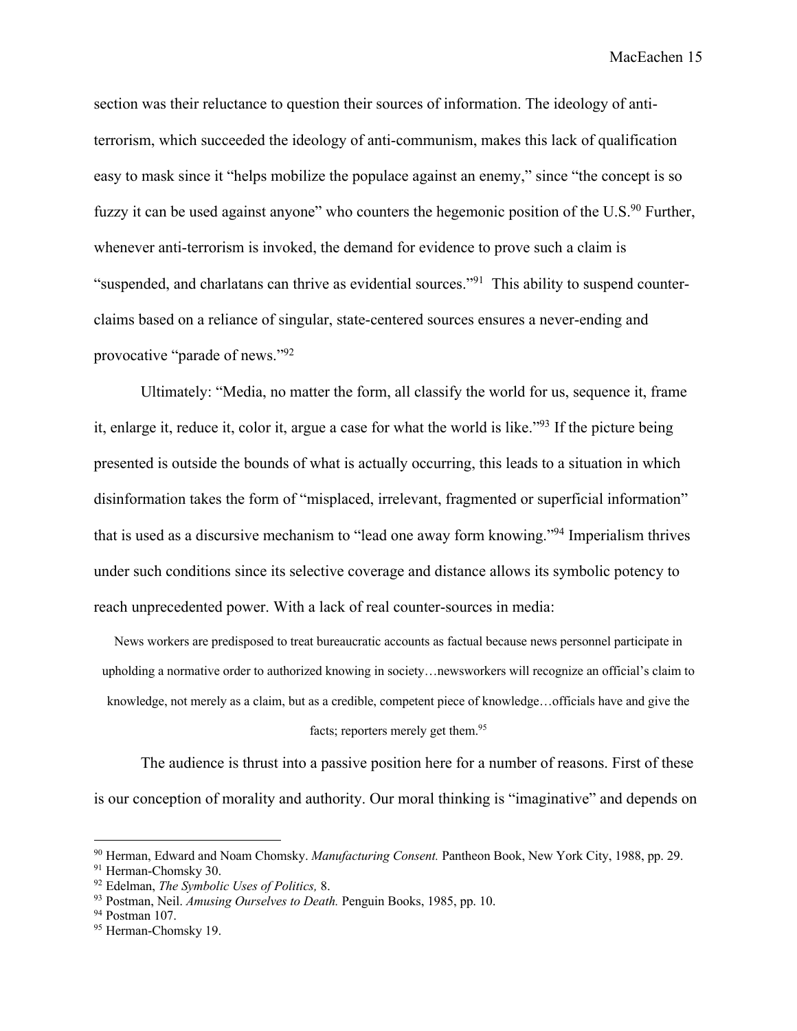section was their reluctance to question their sources of information. The ideology of anti-terrorism, which succeeded the ideology of anti-communism, makes this lack of qualification easy to mask since it "helps mobilize the populace against an enemy," since "the concept is so fuzzy it can be used against anyone" who counters the hegemonic position of the U.S.[90] Further, whenever anti-terrorism is invoked, the demand for evidence to prove such a claim is "suspended, and charlatans can thrive as evidential sources."[91] This ability to suspend counter-claims based on a reliance of singular, state-centered sources ensures a never-ending and provocative "parade of news."[92]

Ultimately: "Media, no matter the form, all classify the world for us, sequence it, frame it, enlarge it, reduce it, color it, argue a case for what the world is like."[93] If the picture being presented is outside the bounds of what is actually occurring, this leads to a situation in which disinformation takes the form of "misplaced, irrelevant, fragmented or superficial information" that is used as a discursive mechanism to "lead one away form knowing."[94] Imperialism thrives under such conditions since its selective coverage and distance allows its symbolic potency to reach unprecedented power. With a lack of real counter-sources in media:

> News workers are predisposed to treat bureaucratic accounts as factual because news personnel participate in upholding a normative order to authorized knowing in society…newsworkers will recognize an official's claim to knowledge, not merely as a claim, but as a credible, competent piece of knowledge…officials have and give the facts; reporters merely get them.[95]

The audience is thrust into a passive position here for a number of reasons. First of these is our conception of morality and authority. Our moral thinking is "imaginative" and depends on

---

[90] Herman, Edward and Noam Chomsky. *Manufacturing Consent.* Pantheon Book, New York City, 1988, pp. 29.
[91] Herman-Chomsky 30.
[92] Edelman, *The Symbolic Uses of Politics,* 8.
[93] Postman, Neil. *Amusing Ourselves to Death.* Penguin Books, 1985, pp. 10.
[94] Postman 107.
[95] Herman-Chomsky 19.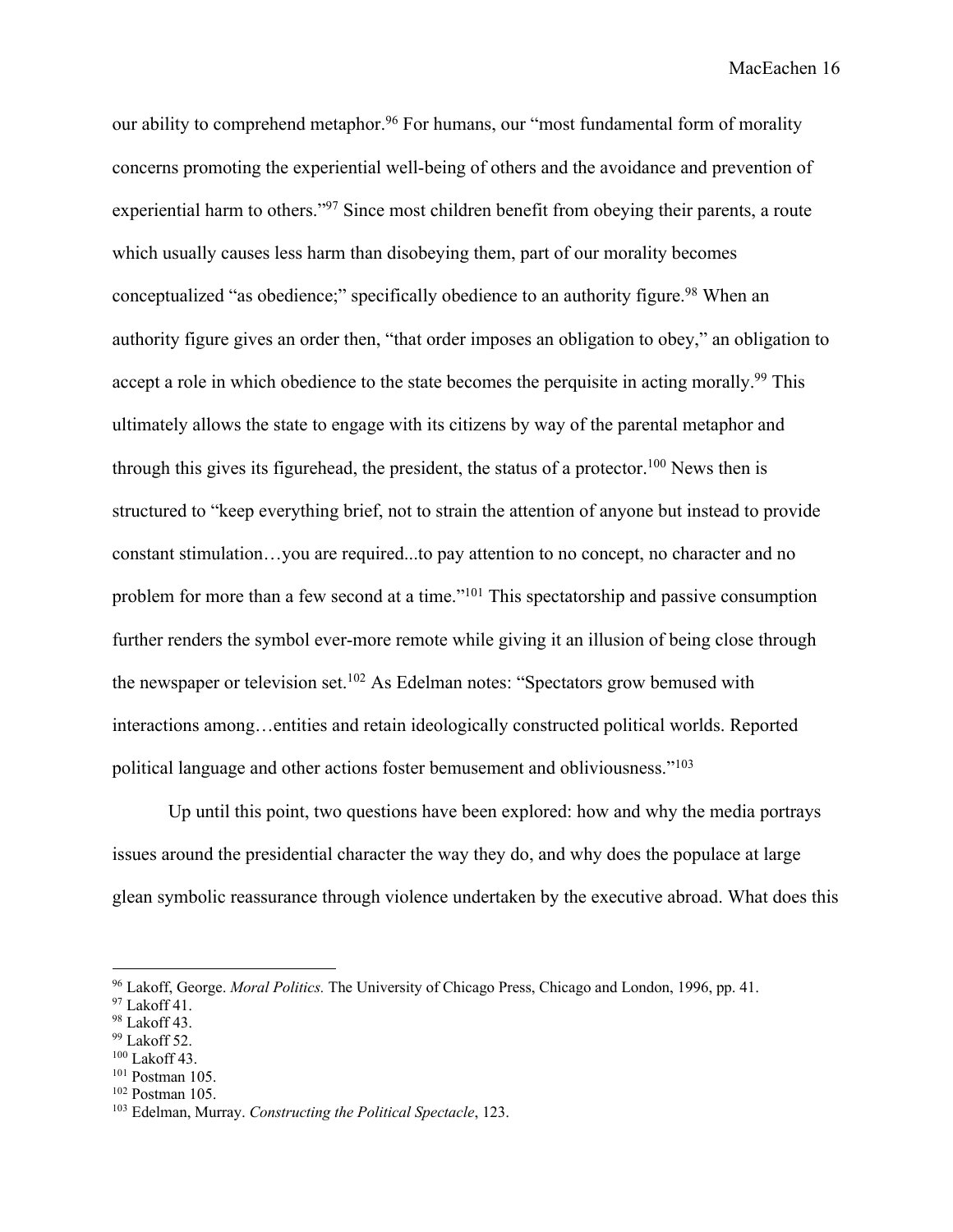our ability to comprehend metaphor.[96] For humans, our "most fundamental form of morality concerns promoting the experiential well-being of others and the avoidance and prevention of experiential harm to others."[97] Since most children benefit from obeying their parents, a route which usually causes less harm than disobeying them, part of our morality becomes conceptualized "as obedience;" specifically obedience to an authority figure.[98] When an authority figure gives an order then, "that order imposes an obligation to obey," an obligation to accept a role in which obedience to the state becomes the perquisite in acting morally.[99] This ultimately allows the state to engage with its citizens by way of the parental metaphor and through this gives its figurehead, the president, the status of a protector.[100] News then is structured to "keep everything brief, not to strain the attention of anyone but instead to provide constant stimulation…you are required...to pay attention to no concept, no character and no problem for more than a few second at a time."[101] This spectatorship and passive consumption further renders the symbol ever-more remote while giving it an illusion of being close through the newspaper or television set.[102] As Edelman notes: "Spectators grow bemused with interactions among…entities and retain ideologically constructed political worlds. Reported political language and other actions foster bemusement and obliviousness."[103]

Up until this point, two questions have been explored: how and why the media portrays issues around the presidential character the way they do, and why does the populace at large glean symbolic reassurance through violence undertaken by the executive abroad. What does this

---

[96] Lakoff, George. *Moral Politics.* The University of Chicago Press, Chicago and London, 1996, pp. 41.
[97] Lakoff 41.
[98] Lakoff 43.
[99] Lakoff 52.
[100] Lakoff 43.
[101] Postman 105.
[102] Postman 105.
[103] Edelman, Murray. *Constructing the Political Spectacle*, 123.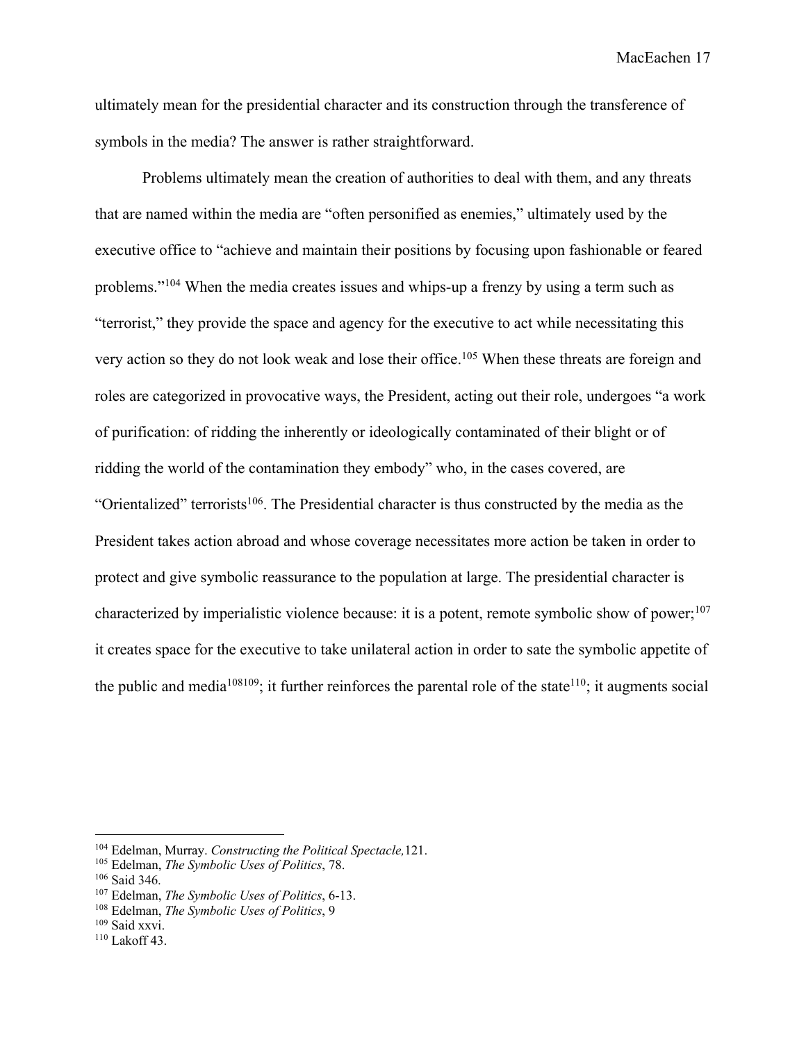ultimately mean for the presidential character and its construction through the transference of symbols in the media? The answer is rather straightforward.

Problems ultimately mean the creation of authorities to deal with them, and any threats that are named within the media are "often personified as enemies," ultimately used by the executive office to "achieve and maintain their positions by focusing upon fashionable or feared problems."[104] When the media creates issues and whips-up a frenzy by using a term such as "terrorist," they provide the space and agency for the executive to act while necessitating this very action so they do not look weak and lose their office.[105] When these threats are foreign and roles are categorized in provocative ways, the President, acting out their role, undergoes "a work of purification: of ridding the inherently or ideologically contaminated of their blight or of ridding the world of the contamination they embody" who, in the cases covered, are "Orientalized" terrorists[106]. The Presidential character is thus constructed by the media as the President takes action abroad and whose coverage necessitates more action be taken in order to protect and give symbolic reassurance to the population at large. The presidential character is characterized by imperialistic violence because: it is a potent, remote symbolic show of power;[107] it creates space for the executive to take unilateral action in order to sate the symbolic appetite of the public and media[108][109]; it further reinforces the parental role of the state[110]; it augments social

---

[104] Edelman, Murray. *Constructing the Political Spectacle,*121.
[105] Edelman, *The Symbolic Uses of Politics*, 78.
[106] Said 346.
[107] Edelman, *The Symbolic Uses of Politics*, 6-13.
[108] Edelman, *The Symbolic Uses of Politics*, 9
[109] Said xxvi.
[110] Lakoff 43.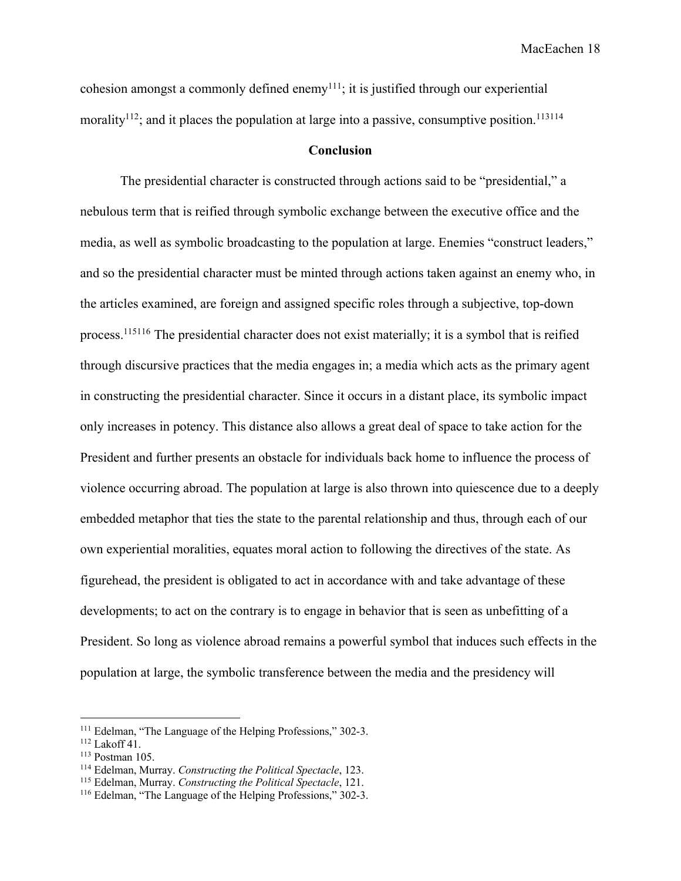cohesion amongst a commonly defined enemy[111]; it is justified through our experiential morality[112]; and it places the population at large into a passive, consumptive position.[113][114]

## Conclusion

The presidential character is constructed through actions said to be "presidential," a nebulous term that is reified through symbolic exchange between the executive office and the media, as well as symbolic broadcasting to the population at large. Enemies "construct leaders," and so the presidential character must be minted through actions taken against an enemy who, in the articles examined, are foreign and assigned specific roles through a subjective, top-down process.[115][116] The presidential character does not exist materially; it is a symbol that is reified through discursive practices that the media engages in; a media which acts as the primary agent in constructing the presidential character. Since it occurs in a distant place, its symbolic impact only increases in potency. This distance also allows a great deal of space to take action for the President and further presents an obstacle for individuals back home to influence the process of violence occurring abroad. The population at large is also thrown into quiescence due to a deeply embedded metaphor that ties the state to the parental relationship and thus, through each of our own experiential moralities, equates moral action to following the directives of the state. As figurehead, the president is obligated to act in accordance with and take advantage of these developments; to act on the contrary is to engage in behavior that is seen as unbefitting of a President. So long as violence abroad remains a powerful symbol that induces such effects in the population at large, the symbolic transference between the media and the presidency will

---

[111] Edelman, "The Language of the Helping Professions," 302-3.
[112] Lakoff 41.
[113] Postman 105.
[114] Edelman, Murray. *Constructing the Political Spectacle*, 123.
[115] Edelman, Murray. *Constructing the Political Spectacle*, 121.
[116] Edelman, "The Language of the Helping Professions," 302-3.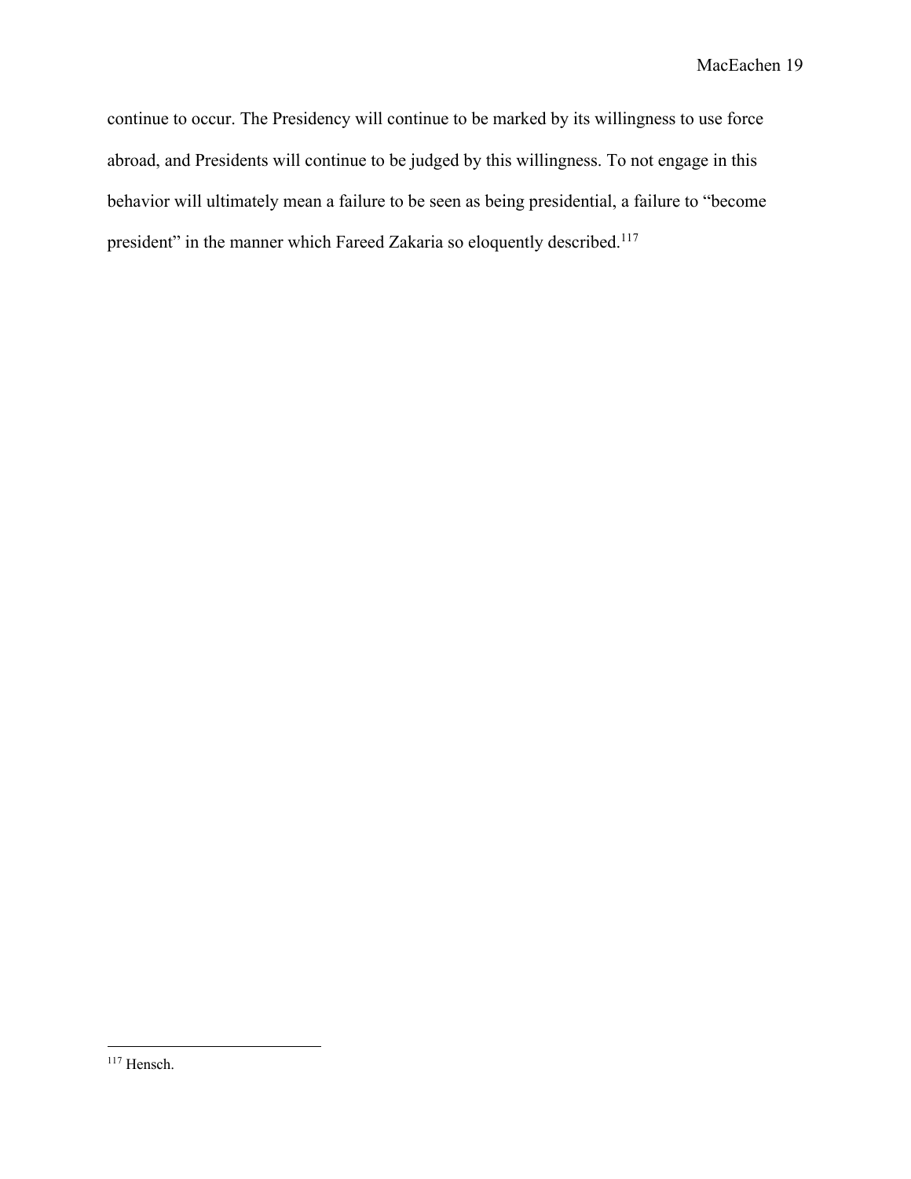continue to occur. The Presidency will continue to be marked by its willingness to use force abroad, and Presidents will continue to be judged by this willingness. To not engage in this behavior will ultimately mean a failure to be seen as being presidential, a failure to "become president" in the manner which Fareed Zakaria so eloquently described.[117]

---

[117] Hensch.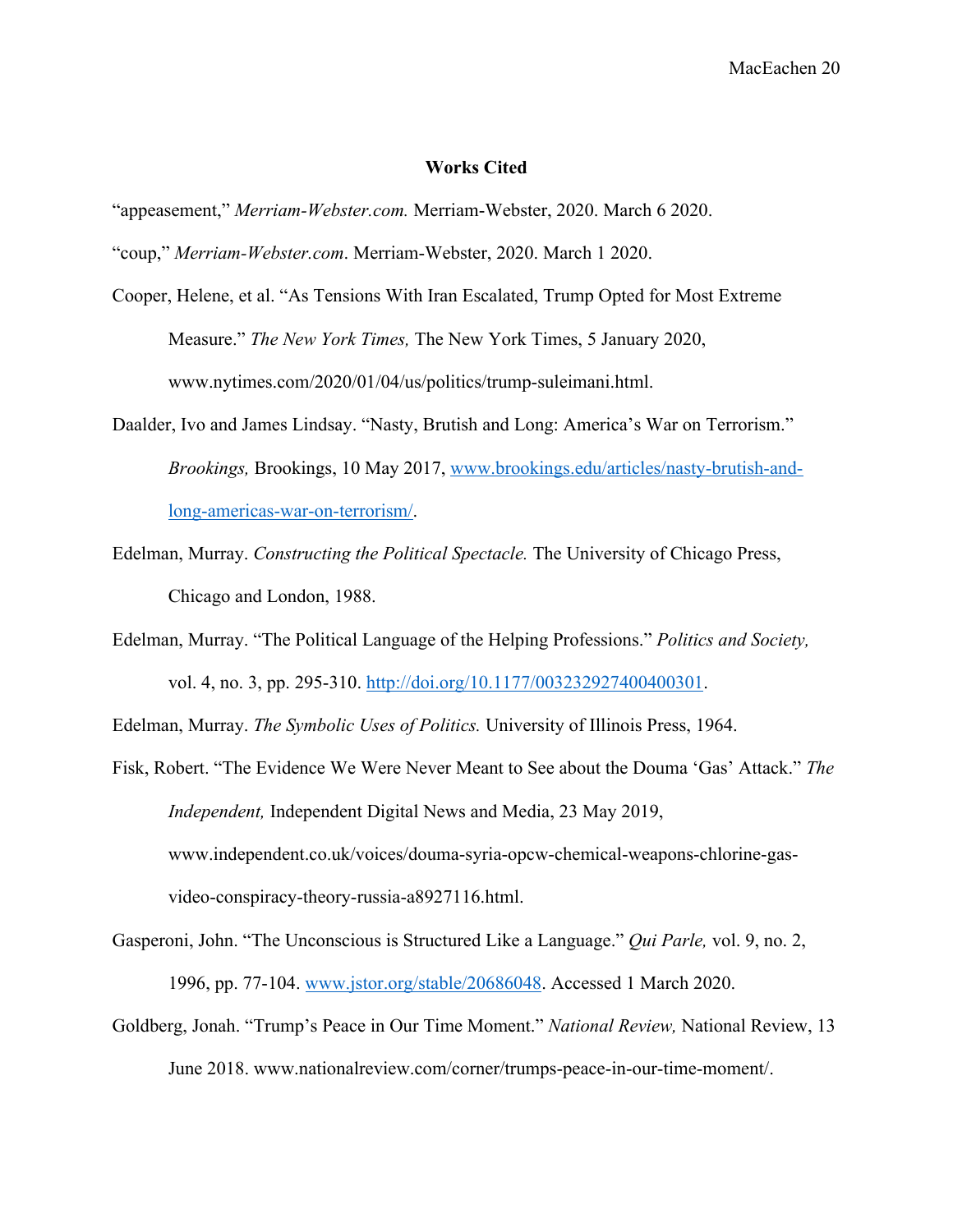**Works Cited**

“appeasement,” *Merriam-Webster.com.* Merriam-Webster, 2020. March 6 2020.

“coup,” *Merriam-Webster.com*. Merriam-Webster, 2020. March 1 2020.

Cooper, Helene, et al. “As Tensions With Iran Escalated, Trump Opted for Most Extreme Measure.” *The New York Times,* The New York Times, 5 January 2020, www.nytimes.com/2020/01/04/us/politics/trump-suleimani.html.

Daalder, Ivo and James Lindsay. “Nasty, Brutish and Long: America’s War on Terrorism.” *Brookings,* Brookings, 10 May 2017, www.brookings.edu/articles/nasty-brutish-and-long-americas-war-on-terrorism/.

Edelman, Murray. *Constructing the Political Spectacle.* The University of Chicago Press, Chicago and London, 1988.

Edelman, Murray. “The Political Language of the Helping Professions.” *Politics and Society,* vol. 4, no. 3, pp. 295-310. http://doi.org/10.1177/003232927400400301.

Edelman, Murray. *The Symbolic Uses of Politics.* University of Illinois Press, 1964.

Fisk, Robert. “The Evidence We Were Never Meant to See about the Douma ‘Gas’ Attack.” *The Independent,* Independent Digital News and Media, 23 May 2019, www.independent.co.uk/voices/douma-syria-opcw-chemical-weapons-chlorine-gas-video-conspiracy-theory-russia-a8927116.html.

Gasperoni, John. “The Unconscious is Structured Like a Language.” *Qui Parle,* vol. 9, no. 2, 1996, pp. 77-104. www.jstor.org/stable/20686048. Accessed 1 March 2020.

Goldberg, Jonah. “Trump’s Peace in Our Time Moment.” *National Review,* National Review, 13 June 2018. www.nationalreview.com/corner/trumps-peace-in-our-time-moment/.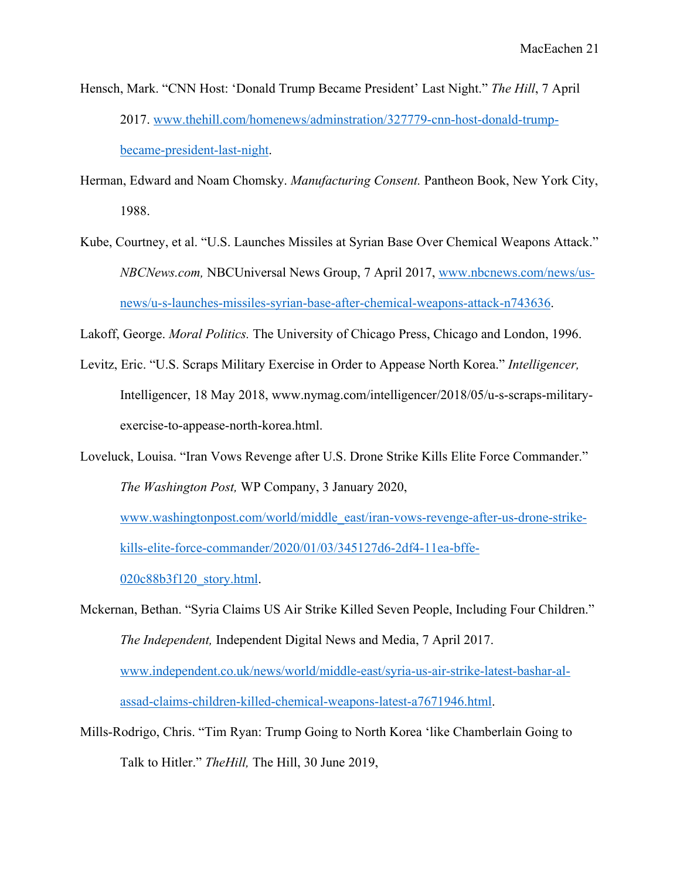Hensch, Mark. "CNN Host: 'Donald Trump Became President' Last Night." *The Hill*, 7 April 2017. www.thehill.com/homenews/adminstration/327779-cnn-host-donald-trump-became-president-last-night.

Herman, Edward and Noam Chomsky. *Manufacturing Consent.* Pantheon Book, New York City, 1988.

Kube, Courtney, et al. "U.S. Launches Missiles at Syrian Base Over Chemical Weapons Attack." *NBCNews.com,* NBCUniversal News Group, 7 April 2017, www.nbcnews.com/news/us-news/u-s-launches-missiles-syrian-base-after-chemical-weapons-attack-n743636.

Lakoff, George. *Moral Politics.* The University of Chicago Press, Chicago and London, 1996.

Levitz, Eric. "U.S. Scraps Military Exercise in Order to Appease North Korea." *Intelligencer,* Intelligencer, 18 May 2018, www.nymag.com/intelligencer/2018/05/u-s-scraps-military-exercise-to-appease-north-korea.html.

Loveluck, Louisa. "Iran Vows Revenge after U.S. Drone Strike Kills Elite Force Commander." *The Washington Post,* WP Company, 3 January 2020, www.washingtonpost.com/world/middle_east/iran-vows-revenge-after-us-drone-strike-kills-elite-force-commander/2020/01/03/345127d6-2df4-11ea-bffe-020c88b3f120_story.html.

Mckernan, Bethan. "Syria Claims US Air Strike Killed Seven People, Including Four Children." *The Independent,* Independent Digital News and Media, 7 April 2017. www.independent.co.uk/news/world/middle-east/syria-us-air-strike-latest-bashar-al-assad-claims-children-killed-chemical-weapons-latest-a7671946.html.

Mills-Rodrigo, Chris. "Tim Ryan: Trump Going to North Korea 'like Chamberlain Going to Talk to Hitler." *TheHill,* The Hill, 30 June 2019,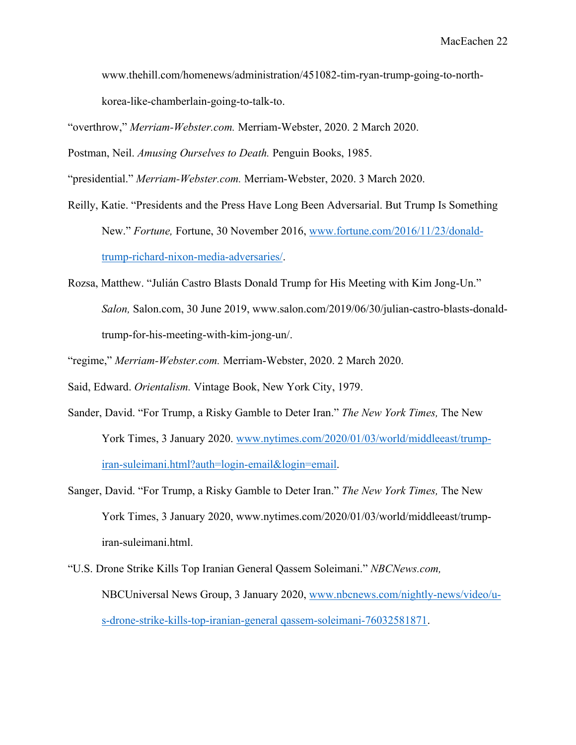www.thehill.com/homenews/administration/451082-tim-ryan-trump-going-to-north-korea-like-chamberlain-going-to-talk-to.

"overthrow," *Merriam-Webster.com.* Merriam-Webster, 2020. 2 March 2020.

Postman, Neil. *Amusing Ourselves to Death.* Penguin Books, 1985.

"presidential." *Merriam-Webster.com.* Merriam-Webster, 2020. 3 March 2020.

Reilly, Katie. "Presidents and the Press Have Long Been Adversarial. But Trump Is Something New." *Fortune,* Fortune, 30 November 2016, www.fortune.com/2016/11/23/donald-trump-richard-nixon-media-adversaries/.

Rozsa, Matthew. "Julián Castro Blasts Donald Trump for His Meeting with Kim Jong-Un." *Salon,* Salon.com, 30 June 2019, www.salon.com/2019/06/30/julian-castro-blasts-donald-trump-for-his-meeting-with-kim-jong-un/.

"regime," *Merriam-Webster.com.* Merriam-Webster, 2020. 2 March 2020.

Said, Edward. *Orientalism.* Vintage Book, New York City, 1979.

Sander, David. "For Trump, a Risky Gamble to Deter Iran." *The New York Times,* The New York Times, 3 January 2020. www.nytimes.com/2020/01/03/world/middleeast/trump-iran-suleimani.html?auth=login-email&login=email.

Sanger, David. "For Trump, a Risky Gamble to Deter Iran." *The New York Times,* The New York Times, 3 January 2020, www.nytimes.com/2020/01/03/world/middleeast/trump-iran-suleimani.html.

"U.S. Drone Strike Kills Top Iranian General Qassem Soleimani." *NBCNews.com,* NBCUniversal News Group, 3 January 2020, www.nbcnews.com/nightly-news/video/u-s-drone-strike-kills-top-iranian-general qassem-soleimani-76032581871.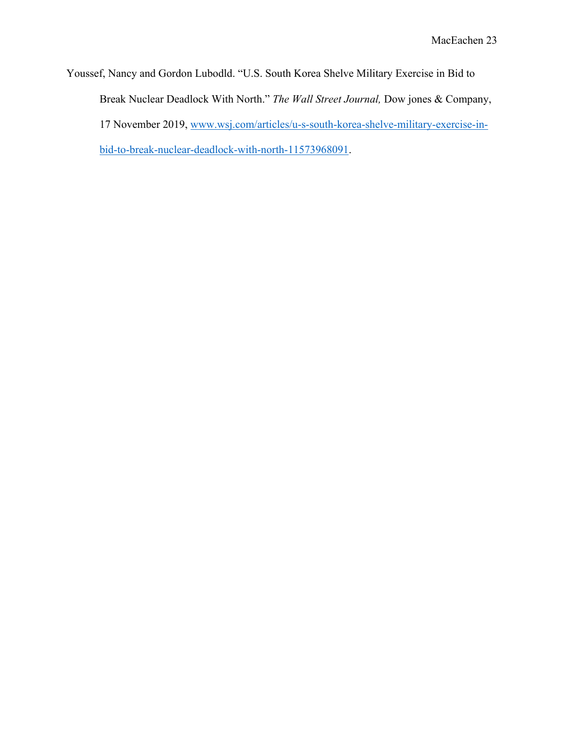Youssef, Nancy and Gordon Lubodld. "U.S. South Korea Shelve Military Exercise in Bid to Break Nuclear Deadlock With North." *The Wall Street Journal,* Dow jones & Company, 17 November 2019, www.wsj.com/articles/u-s-south-korea-shelve-military-exercise-in-bid-to-break-nuclear-deadlock-with-north-11573968091.